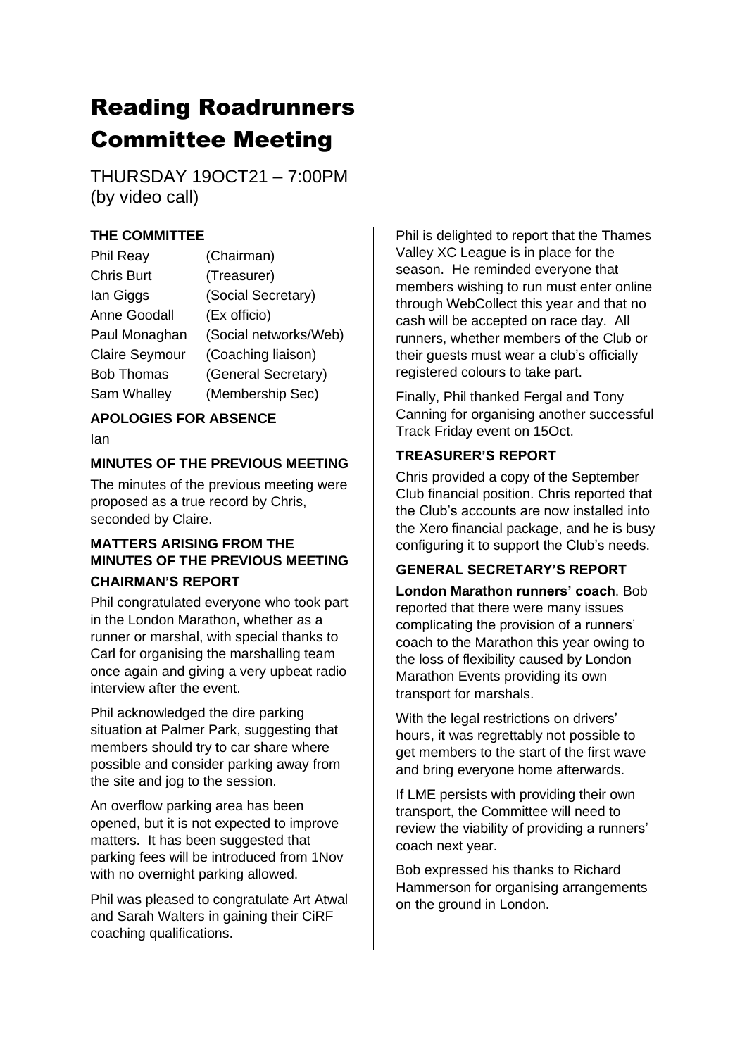# Reading Roadrunners Committee Meeting

THURSDAY 19OCT21 – 7:00PM
(by video call)

### THE COMMITTEE

| | |
|---|---|
| Phil Reay | (Chairman) |
| Chris Burt | (Treasurer) |
| Ian Giggs | (Social Secretary) |
| Anne Goodall | (Ex officio) |
| Paul Monaghan | (Social networks/Web) |
| Claire Seymour | (Coaching liaison) |
| Bob Thomas | (General Secretary) |
| Sam Whalley | (Membership Sec) |

### APOLOGIES FOR ABSENCE

Ian

### MINUTES OF THE PREVIOUS MEETING

The minutes of the previous meeting were proposed as a true record by Chris, seconded by Claire.

### MATTERS ARISING FROM THE MINUTES OF THE PREVIOUS MEETING

### CHAIRMAN'S REPORT

Phil congratulated everyone who took part in the London Marathon, whether as a runner or marshal, with special thanks to Carl for organising the marshalling team once again and giving a very upbeat radio interview after the event.

Phil acknowledged the dire parking situation at Palmer Park, suggesting that members should try to car share where possible and consider parking away from the site and jog to the session.

An overflow parking area has been opened, but it is not expected to improve matters. It has been suggested that parking fees will be introduced from 1Nov with no overnight parking allowed.

Phil was pleased to congratulate Art Atwal and Sarah Walters in gaining their CiRF coaching qualifications.

Phil is delighted to report that the Thames Valley XC League is in place for the season. He reminded everyone that members wishing to run must enter online through WebCollect this year and that no cash will be accepted on race day. All runners, whether members of the Club or their guests must wear a club's officially registered colours to take part.

Finally, Phil thanked Fergal and Tony Canning for organising another successful Track Friday event on 15Oct.

### TREASURER'S REPORT

Chris provided a copy of the September Club financial position. Chris reported that the Club's accounts are now installed into the Xero financial package, and he is busy configuring it to support the Club's needs.

### GENERAL SECRETARY'S REPORT

**London Marathon runners' coach**. Bob reported that there were many issues complicating the provision of a runners' coach to the Marathon this year owing to the loss of flexibility caused by London Marathon Events providing its own transport for marshals.

With the legal restrictions on drivers' hours, it was regrettably not possible to get members to the start of the first wave and bring everyone home afterwards.

If LME persists with providing their own transport, the Committee will need to review the viability of providing a runners' coach next year.

Bob expressed his thanks to Richard Hammerson for organising arrangements on the ground in London.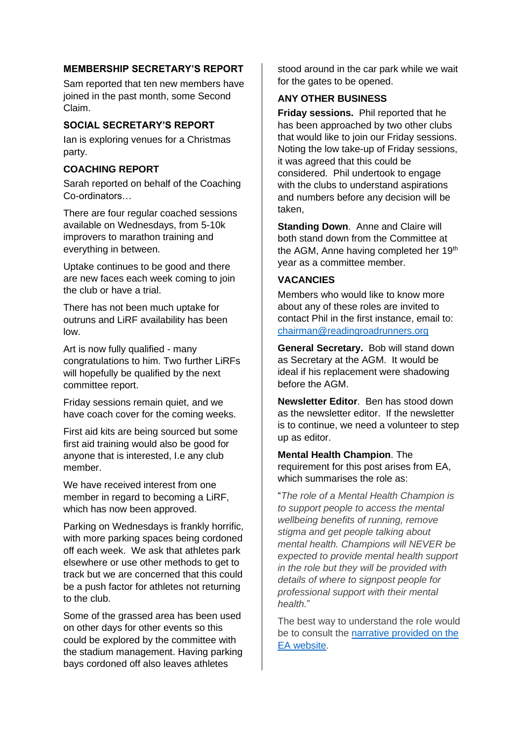## MEMBERSHIP SECRETARY'S REPORT

Sam reported that ten new members have joined in the past month, some Second Claim.

## SOCIAL SECRETARY'S REPORT

Ian is exploring venues for a Christmas party.

## COACHING REPORT

Sarah reported on behalf of the Coaching Co-ordinators…

There are four regular coached sessions available on Wednesdays, from 5-10k improvers to marathon training and everything in between.

Uptake continues to be good and there are new faces each week coming to join the club or have a trial.

There has not been much uptake for outruns and LiRF availability has been low.

Art is now fully qualified - many congratulations to him. Two further LiRFs will hopefully be qualified by the next committee report.

Friday sessions remain quiet, and we have coach cover for the coming weeks.

First aid kits are being sourced but some first aid training would also be good for anyone that is interested, I.e any club member.

We have received interest from one member in regard to becoming a LiRF, which has now been approved.

Parking on Wednesdays is frankly horrific, with more parking spaces being cordoned off each week. We ask that athletes park elsewhere or use other methods to get to track but we are concerned that this could be a push factor for athletes not returning to the club.

Some of the grassed area has been used on other days for other events so this could be explored by the committee with the stadium management. Having parking bays cordoned off also leaves athletes stood around in the car park while we wait for the gates to be opened.

## ANY OTHER BUSINESS

**Friday sessions.** Phil reported that he has been approached by two other clubs that would like to join our Friday sessions. Noting the low take-up of Friday sessions, it was agreed that this could be considered. Phil undertook to engage with the clubs to understand aspirations and numbers before any decision will be taken,

**Standing Down**. Anne and Claire will both stand down from the Committee at the AGM, Anne having completed her 19th year as a committee member.

## VACANCIES

Members who would like to know more about any of these roles are invited to contact Phil in the first instance, email to: chairman@readingroadrunners.org

**General Secretary.** Bob will stand down as Secretary at the AGM. It would be ideal if his replacement were shadowing before the AGM.

**Newsletter Editor**. Ben has stood down as the newsletter editor. If the newsletter is to continue, we need a volunteer to step up as editor.

**Mental Health Champion**. The requirement for this post arises from EA, which summarises the role as:

"*The role of a Mental Health Champion is to support people to access the mental wellbeing benefits of running, remove stigma and get people talking about mental health. Champions will NEVER be expected to provide mental health support in the role but they will be provided with details of where to signpost people for professional support with their mental health.*"

The best way to understand the role would be to consult the narrative provided on the EA website.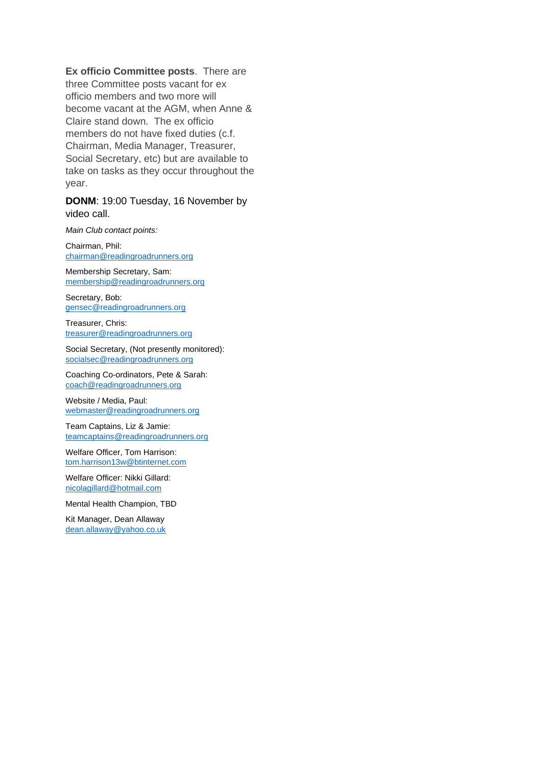**Ex officio Committee posts**. There are three Committee posts vacant for ex officio members and two more will become vacant at the AGM, when Anne & Claire stand down. The ex officio members do not have fixed duties (c.f. Chairman, Media Manager, Treasurer, Social Secretary, etc) but are available to take on tasks as they occur throughout the year.

**DONM**: 19:00 Tuesday, 16 November by video call.

*Main Club contact points:*

Chairman, Phil:
chairman@readingroadrunners.org

Membership Secretary, Sam:
membership@readingroadrunners.org

Secretary, Bob:
gensec@readingroadrunners.org

Treasurer, Chris:
treasurer@readingroadrunners.org

Social Secretary, (Not presently monitored):
socialsec@readingroadrunners.org

Coaching Co-ordinators, Pete & Sarah:
coach@readingroadrunners.org

Website / Media, Paul:
webmaster@readingroadrunners.org

Team Captains, Liz & Jamie:
teamcaptains@readingroadrunners.org

Welfare Officer, Tom Harrison:
tom.harrison13w@btinternet.com

Welfare Officer: Nikki Gillard:
nicolagillard@hotmail.com

Mental Health Champion, TBD

Kit Manager, Dean Allaway
dean.allaway@yahoo.co.uk